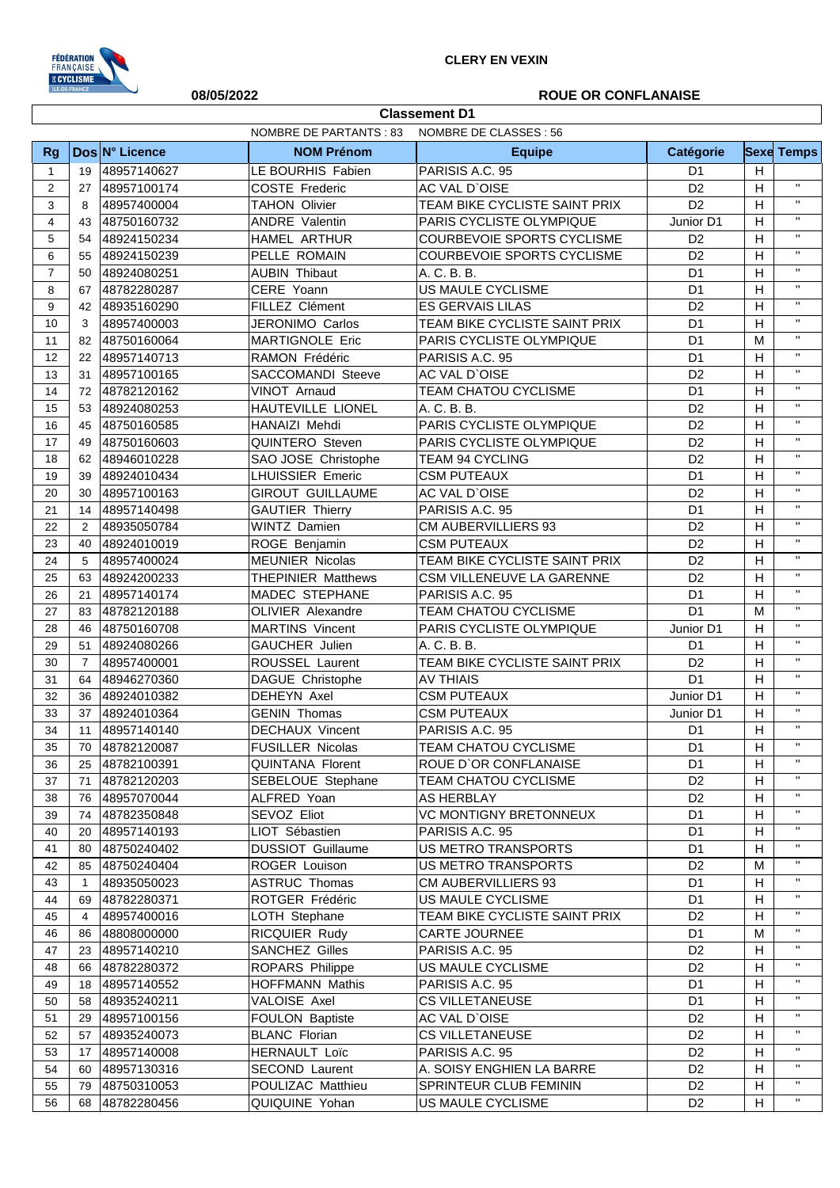**CLERY EN VEXIN**

**08/05/2022** **ROUE OR CONFLANAISE**

## Classement D1

NOMBRE DE PARTANTS : 83 NOMBRE DE CLASSES : 56

| Rg | Dos | N° Licence | NOM Prénom | Equipe | Catégorie | Sexe | Temps |
|---|---|---|---|---|---|---|---|
| 1 | 19 | 48957140627 | LE BOURHIS Fabien | PARISIS A.C. 95 | D1 | H | |
| 2 | 27 | 48957100174 | COSTE Frederic | AC VAL D`OISE | D2 | H | " |
| 3 | 8 | 48957400004 | TAHON Olivier | TEAM BIKE CYCLISTE SAINT PRIX | D2 | H | " |
| 4 | 43 | 48750160732 | ANDRE Valentin | PARIS CYCLISTE OLYMPIQUE | Junior D1 | H | " |
| 5 | 54 | 48924150234 | HAMEL ARTHUR | COURBEVOIE SPORTS CYCLISME | D2 | H | " |
| 6 | 55 | 48924150239 | PELLE ROMAIN | COURBEVOIE SPORTS CYCLISME | D2 | H | " |
| 7 | 50 | 48924080251 | AUBIN Thibaut | A. C. B. B. | D1 | H | " |
| 8 | 67 | 48782280287 | CERE Yoann | US MAULE CYCLISME | D1 | H | " |
| 9 | 42 | 48935160290 | FILLEZ Clément | ES GERVAIS LILAS | D2 | H | " |
| 10 | 3 | 48957400003 | JERONIMO Carlos | TEAM BIKE CYCLISTE SAINT PRIX | D1 | H | " |
| 11 | 82 | 48750160064 | MARTIGNOLE Eric | PARIS CYCLISTE OLYMPIQUE | D1 | M | " |
| 12 | 22 | 48957140713 | RAMON Frédéric | PARISIS A.C. 95 | D1 | H | " |
| 13 | 31 | 48957100165 | SACCOMANDI Steeve | AC VAL D`OISE | D2 | H | " |
| 14 | 72 | 48782120162 | VINOT Arnaud | TEAM CHATOU CYCLISME | D1 | H | " |
| 15 | 53 | 48924080253 | HAUTEVILLE LIONEL | A. C. B. B. | D2 | H | " |
| 16 | 45 | 48750160585 | HANAIZI Mehdi | PARIS CYCLISTE OLYMPIQUE | D2 | H | " |
| 17 | 49 | 48750160603 | QUINTERO Steven | PARIS CYCLISTE OLYMPIQUE | D2 | H | " |
| 18 | 62 | 48946010228 | SAO JOSE Christophe | TEAM 94 CYCLING | D2 | H | " |
| 19 | 39 | 48924010434 | LHUISSIER Emeric | CSM PUTEAUX | D1 | H | " |
| 20 | 30 | 48957100163 | GIROUT GUILLAUME | AC VAL D`OISE | D2 | H | " |
| 21 | 14 | 48957140498 | GAUTIER Thierry | PARISIS A.C. 95 | D1 | H | " |
| 22 | 2 | 48935050784 | WINTZ Damien | CM AUBERVILLIERS 93 | D2 | H | " |
| 23 | 40 | 48924010019 | ROGE Benjamin | CSM PUTEAUX | D2 | H | " |
| 24 | 5 | 48957400024 | MEUNIER Nicolas | TEAM BIKE CYCLISTE SAINT PRIX | D2 | H | " |
| 25 | 63 | 48924200233 | THEPINIER Matthews | CSM VILLENEUVE LA GARENNE | D2 | H | " |
| 26 | 21 | 48957140174 | MADEC STEPHANE | PARISIS A.C. 95 | D1 | H | " |
| 27 | 83 | 48782120188 | OLIVIER Alexandre | TEAM CHATOU CYCLISME | D1 | M | " |
| 28 | 46 | 48750160708 | MARTINS Vincent | PARIS CYCLISTE OLYMPIQUE | Junior D1 | H | " |
| 29 | 51 | 48924080266 | GAUCHER Julien | A. C. B. B. | D1 | H | " |
| 30 | 7 | 48957400001 | ROUSSEL Laurent | TEAM BIKE CYCLISTE SAINT PRIX | D2 | H | " |
| 31 | 64 | 48946270360 | DAGUE Christophe | AV THIAIS | D1 | H | " |
| 32 | 36 | 48924010382 | DEHEYN Axel | CSM PUTEAUX | Junior D1 | H | " |
| 33 | 37 | 48924010364 | GENIN Thomas | CSM PUTEAUX | Junior D1 | H | " |
| 34 | 11 | 48957140140 | DECHAUX Vincent | PARISIS A.C. 95 | D1 | H | " |
| 35 | 70 | 48782120087 | FUSILLER Nicolas | TEAM CHATOU CYCLISME | D1 | H | " |
| 36 | 25 | 48782100391 | QUINTANA Florent | ROUE D`OR CONFLANAISE | D1 | H | " |
| 37 | 71 | 48782120203 | SEBELOUE Stephane | TEAM CHATOU CYCLISME | D2 | H | " |
| 38 | 76 | 48957070044 | ALFRED Yoan | AS HERBLAY | D2 | H | " |
| 39 | 74 | 48782350848 | SEVOZ Eliot | VC MONTIGNY BRETONNEUX | D1 | H | " |
| 40 | 20 | 48957140193 | LIOT Sébastien | PARISIS A.C. 95 | D1 | H | " |
| 41 | 80 | 48750240402 | DUSSIOT Guillaume | US METRO TRANSPORTS | D1 | H | " |
| 42 | 85 | 48750240404 | ROGER Louison | US METRO TRANSPORTS | D2 | M | " |
| 43 | 1 | 48935050023 | ASTRUC Thomas | CM AUBERVILLIERS 93 | D1 | H | " |
| 44 | 69 | 48782280371 | ROTGER Frédéric | US MAULE CYCLISME | D1 | H | " |
| 45 | 4 | 48957400016 | LOTH Stephane | TEAM BIKE CYCLISTE SAINT PRIX | D2 | H | " |
| 46 | 86 | 48808000000 | RICQUIER Rudy | CARTE JOURNEE | D1 | M | " |
| 47 | 23 | 48957140210 | SANCHEZ Gilles | PARISIS A.C. 95 | D2 | H | " |
| 48 | 66 | 48782280372 | ROPARS Philippe | US MAULE CYCLISME | D2 | H | " |
| 49 | 18 | 48957140552 | HOFFMANN Mathis | PARISIS A.C. 95 | D1 | H | " |
| 50 | 58 | 48935240211 | VALOISE Axel | CS VILLETANEUSE | D1 | H | " |
| 51 | 29 | 48957100156 | FOULON Baptiste | AC VAL D`OISE | D2 | H | " |
| 52 | 57 | 48935240073 | BLANC Florian | CS VILLETANEUSE | D2 | H | " |
| 53 | 17 | 48957140008 | HERNAULT Loïc | PARISIS A.C. 95 | D2 | H | " |
| 54 | 60 | 48957130316 | SECOND Laurent | A. SOISY ENGHIEN LA BARRE | D2 | H | " |
| 55 | 79 | 48750310053 | POULIZAC Matthieu | SPRINTEUR CLUB FEMININ | D2 | H | " |
| 56 | 68 | 48782280456 | QUIQUINE Yohan | US MAULE CYCLISME | D2 | H | " |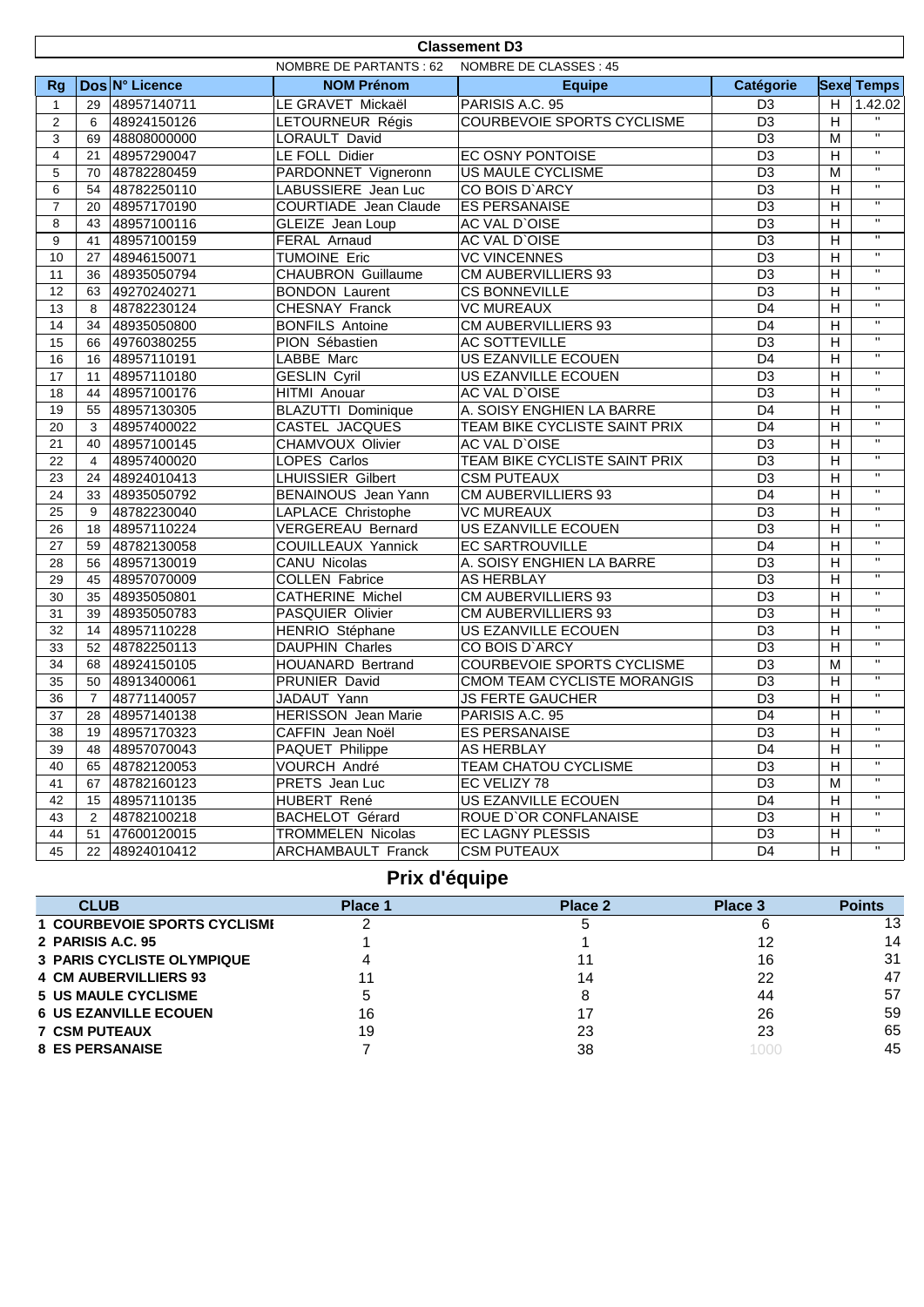## Classement D3

NOMBRE DE PARTANTS : 62 NOMBRE DE CLASSES : 45

| Rg | Dos | N° Licence | NOM Prénom | Equipe | Catégorie | Sexe | Temps |
|---|---|---|---|---|---|---|---|
| 1 | 29 | 48957140711 | LE GRAVET Mickaël | PARISIS A.C. 95 | D3 | H | 1.42.02 |
| 2 | 6 | 48924150126 | LETOURNEUR Régis | COURBEVOIE SPORTS CYCLISME | D3 | H | " |
| 3 | 69 | 48808000000 | LORAULT David | | D3 | M | " |
| 4 | 21 | 48957290047 | LE FOLL Didier | EC OSNY PONTOISE | D3 | H | " |
| 5 | 70 | 48782280459 | PARDONNET Vigneronn | US MAULE CYCLISME | D3 | M | " |
| 6 | 54 | 48782250110 | LABUSSIERE Jean Luc | CO BOIS D`ARCY | D3 | H | " |
| 7 | 20 | 48957170190 | COURTIADE Jean Claude | ES PERSANAISE | D3 | H | " |
| 8 | 43 | 48957100116 | GLEIZE Jean Loup | AC VAL D`OISE | D3 | H | " |
| 9 | 41 | 48957100159 | FERAL Arnaud | AC VAL D`OISE | D3 | H | " |
| 10 | 27 | 48946150071 | TUMOINE Eric | VC VINCENNES | D3 | H | " |
| 11 | 36 | 48935050794 | CHAUBRON Guillaume | CM AUBERVILLIERS 93 | D3 | H | " |
| 12 | 63 | 49270240271 | BONDON Laurent | CS BONNEVILLE | D3 | H | " |
| 13 | 8 | 48782230124 | CHESNAY Franck | VC MUREAUX | D4 | H | " |
| 14 | 34 | 48935050800 | BONFILS Antoine | CM AUBERVILLIERS 93 | D4 | H | " |
| 15 | 66 | 49760380255 | PION Sébastien | AC SOTTEVILLE | D3 | H | " |
| 16 | 16 | 48957110191 | LABBE Marc | US EZANVILLE ECOUEN | D4 | H | " |
| 17 | 11 | 48957110180 | GESLIN Cyril | US EZANVILLE ECOUEN | D3 | H | " |
| 18 | 44 | 48957100176 | HITMI Anouar | AC VAL D`OISE | D3 | H | " |
| 19 | 55 | 48957130305 | BLAZUTTI Dominique | A. SOISY ENGHIEN LA BARRE | D4 | H | " |
| 20 | 3 | 48957400022 | CASTEL JACQUES | TEAM BIKE CYCLISTE SAINT PRIX | D4 | H | " |
| 21 | 40 | 48957100145 | CHAMVOUX Olivier | AC VAL D`OISE | D3 | H | " |
| 22 | 4 | 48957400020 | LOPES Carlos | TEAM BIKE CYCLISTE SAINT PRIX | D3 | H | " |
| 23 | 24 | 48924010413 | LHUISSIER Gilbert | CSM PUTEAUX | D3 | H | " |
| 24 | 33 | 48935050792 | BENAINOUS Jean Yann | CM AUBERVILLIERS 93 | D4 | H | " |
| 25 | 9 | 48782230040 | LAPLACE Christophe | VC MUREAUX | D3 | H | " |
| 26 | 18 | 48957110224 | VERGEREAU Bernard | US EZANVILLE ECOUEN | D3 | H | " |
| 27 | 59 | 48782130058 | COUILLEAUX Yannick | EC SARTROUVILLE | D4 | H | " |
| 28 | 56 | 48957130019 | CANU Nicolas | A. SOISY ENGHIEN LA BARRE | D3 | H | " |
| 29 | 45 | 48957070009 | COLLEN Fabrice | AS HERBLAY | D3 | H | " |
| 30 | 35 | 48935050801 | CATHERINE Michel | CM AUBERVILLIERS 93 | D3 | H | " |
| 31 | 39 | 48935050783 | PASQUIER Olivier | CM AUBERVILLIERS 93 | D3 | H | " |
| 32 | 14 | 48957110228 | HENRIO Stéphane | US EZANVILLE ECOUEN | D3 | H | " |
| 33 | 52 | 48782250113 | DAUPHIN Charles | CO BOIS D`ARCY | D3 | H | " |
| 34 | 68 | 48924150105 | HOUANARD Bertrand | COURBEVOIE SPORTS CYCLISME | D3 | M | " |
| 35 | 50 | 48913400061 | PRUNIER David | CMOM TEAM CYCLISTE MORANGIS | D3 | H | " |
| 36 | 7 | 48771140057 | JADAUT Yann | JS FERTE GAUCHER | D3 | H | " |
| 37 | 28 | 48957140138 | HERISSON Jean Marie | PARISIS A.C. 95 | D4 | H | " |
| 38 | 19 | 48957170323 | CAFFIN Jean Noël | ES PERSANAISE | D3 | H | " |
| 39 | 48 | 48957070043 | PAQUET Philippe | AS HERBLAY | D4 | H | " |
| 40 | 65 | 48782120053 | VOURCH André | TEAM CHATOU CYCLISME | D3 | H | " |
| 41 | 67 | 48782160123 | PRETS Jean Luc | EC VELIZY 78 | D3 | M | " |
| 42 | 15 | 48957110135 | HUBERT René | US EZANVILLE ECOUEN | D4 | H | " |
| 43 | 2 | 48782100218 | BACHELOT Gérard | ROUE D`OR CONFLANAISE | D3 | H | " |
| 44 | 51 | 47600120015 | TROMMELEN Nicolas | EC LAGNY PLESSIS | D3 | H | " |
| 45 | 22 | 48924010412 | ARCHAMBAULT Franck | CSM PUTEAUX | D4 | H | " |

## Prix d'équipe

| CLUB | Place 1 | Place 2 | Place 3 | Points |
|---|---|---|---|---|
| 1 COURBEVOIE SPORTS CYCLISMI | 2 | 5 | 6 | 13 |
| 2 PARISIS A.C. 95 | 1 | 1 | 12 | 14 |
| 3 PARIS CYCLISTE OLYMPIQUE | 4 | 11 | 16 | 31 |
| 4 CM AUBERVILLIERS 93 | 11 | 14 | 22 | 47 |
| 5 US MAULE CYCLISME | 5 | 8 | 44 | 57 |
| 6 US EZANVILLE ECOUEN | 16 | 17 | 26 | 59 |
| 7 CSM PUTEAUX | 19 | 23 | 23 | 65 |
| 8 ES PERSANAISE | 7 | 38 | 1000 | 45 |